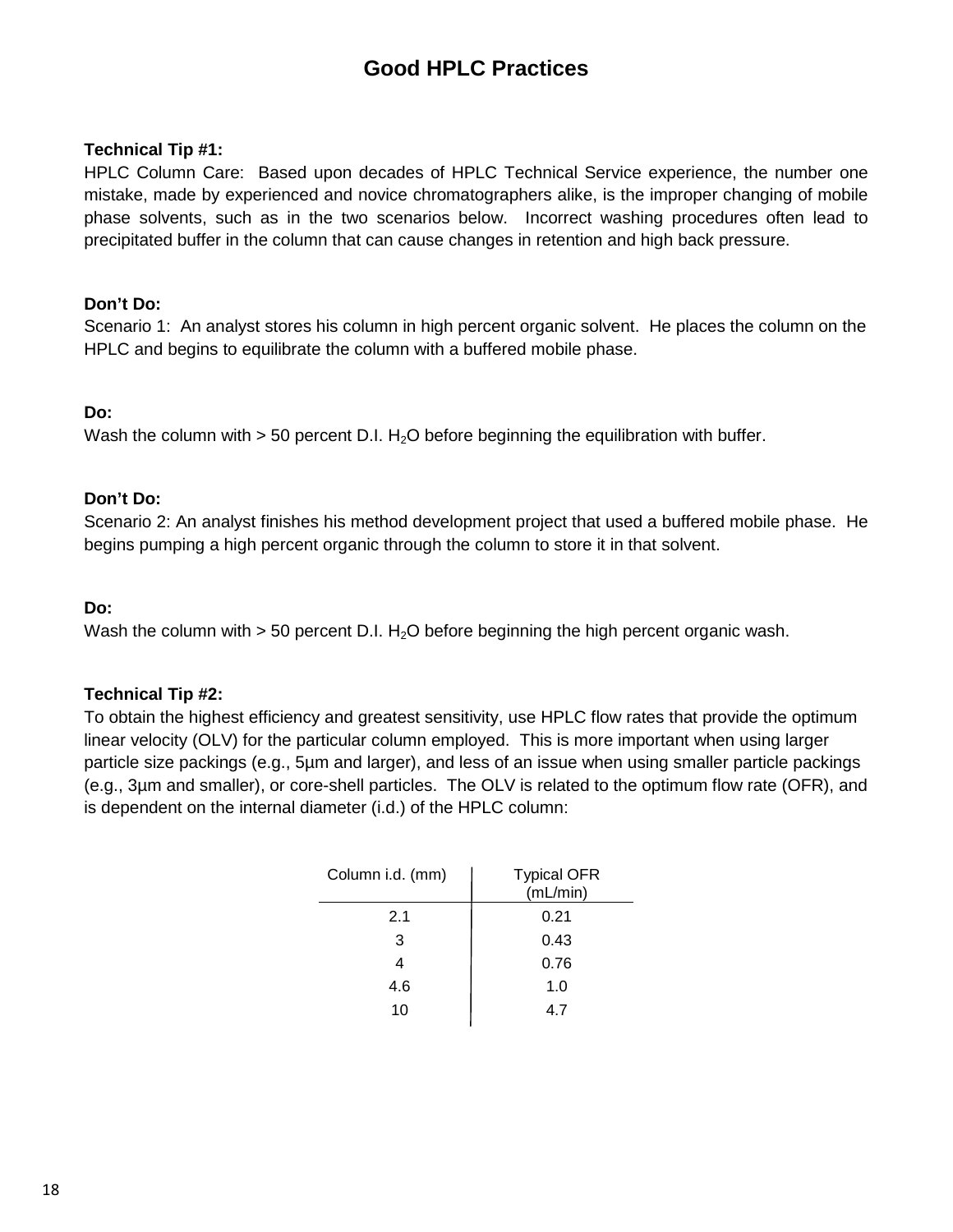# Good HPLC Practices

**Technical Tip #1:**
HPLC Column Care: Based upon decades of HPLC Technical Service experience, the number one mistake, made by experienced and novice chromatographers alike, is the improper changing of mobile phase solvents, such as in the two scenarios below. Incorrect washing procedures often lead to precipitated buffer in the column that can cause changes in retention and high back pressure.

**Don't Do:**
Scenario 1: An analyst stores his column in high percent organic solvent. He places the column on the HPLC and begins to equilibrate the column with a buffered mobile phase.

**Do:**
Wash the column with > 50 percent D.I. $H_2O$ before beginning the equilibration with buffer.

**Don't Do:**
Scenario 2: An analyst finishes his method development project that used a buffered mobile phase. He begins pumping a high percent organic through the column to store it in that solvent.

**Do:**
Wash the column with > 50 percent D.I. $H_2O$ before beginning the high percent organic wash.

**Technical Tip #2:**
To obtain the highest efficiency and greatest sensitivity, use HPLC flow rates that provide the optimum linear velocity (OLV) for the particular column employed. This is more important when using larger particle size packings (e.g., 5µm and larger), and less of an issue when using smaller particle packings (e.g., 3µm and smaller), or core-shell particles. The OLV is related to the optimum flow rate (OFR), and is dependent on the internal diameter (i.d.) of the HPLC column:

| Column i.d. (mm) | Typical OFR (mL/min) |
|---|---|
| 2.1 | 0.21 |
| 3 | 0.43 |
| 4 | 0.76 |
| 4.6 | 1.0 |
| 10 | 4.7 |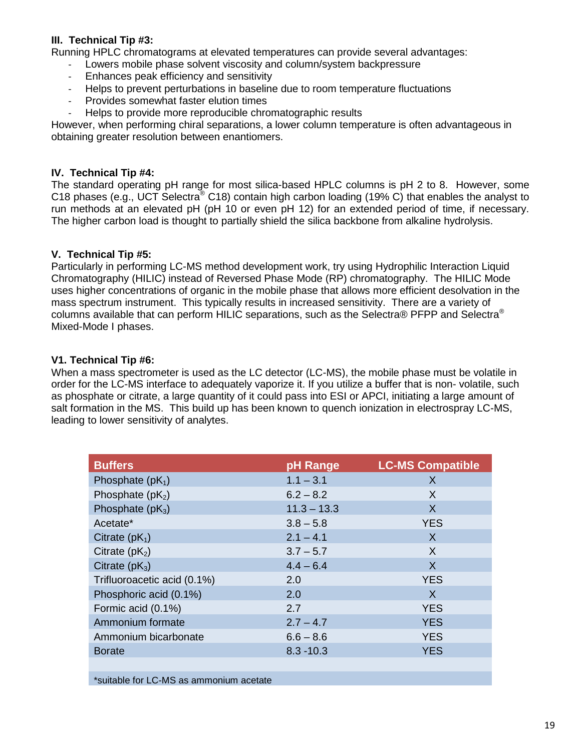### III. Technical Tip #3:

Running HPLC chromatograms at elevated temperatures can provide several advantages:

- Lowers mobile phase solvent viscosity and column/system backpressure
- Enhances peak efficiency and sensitivity
- Helps to prevent perturbations in baseline due to room temperature fluctuations
- Provides somewhat faster elution times
- Helps to provide more reproducible chromatographic results

However, when performing chiral separations, a lower column temperature is often advantageous in obtaining greater resolution between enantiomers.

### IV. Technical Tip #4:

The standard operating pH range for most silica-based HPLC columns is pH 2 to 8. However, some C18 phases (e.g., UCT Selectra® C18) contain high carbon loading (19% C) that enables the analyst to run methods at an elevated pH (pH 10 or even pH 12) for an extended period of time, if necessary. The higher carbon load is thought to partially shield the silica backbone from alkaline hydrolysis.

### V. Technical Tip #5:

Particularly in performing LC-MS method development work, try using Hydrophilic Interaction Liquid Chromatography (HILIC) instead of Reversed Phase Mode (RP) chromatography. The HILIC Mode uses higher concentrations of organic in the mobile phase that allows more efficient desolvation in the mass spectrum instrument. This typically results in increased sensitivity. There are a variety of columns available that can perform HILIC separations, such as the Selectra® PFPP and Selectra® Mixed-Mode I phases.

### V1. Technical Tip #6:

When a mass spectrometer is used as the LC detector (LC-MS), the mobile phase must be volatile in order for the LC-MS interface to adequately vaporize it. If you utilize a buffer that is non- volatile, such as phosphate or citrate, a large quantity of it could pass into ESI or APCI, initiating a large amount of salt formation in the MS. This build up has been known to quench ionization in electrospray LC-MS, leading to lower sensitivity of analytes.

| Buffers | pH Range | LC-MS Compatible |
|---|---|---|
| Phosphate ($pK_1$) | 1.1 – 3.1 | X |
| Phosphate ($pK_2$) | 6.2 – 8.2 | X |
| Phosphate ($pK_3$) | 11.3 – 13.3 | X |
| Acetate* | 3.8 – 5.8 | YES |
| Citrate ($pK_1$) | 2.1 – 4.1 | X |
| Citrate ($pK_2$) | 3.7 – 5.7 | X |
| Citrate ($pK_3$) | 4.4 – 6.4 | X |
| Trifluoroacetic acid (0.1%) | 2.0 | YES |
| Phosphoric acid (0.1%) | 2.0 | X |
| Formic acid (0.1%) | 2.7 | YES |
| Ammonium formate | 2.7 – 4.7 | YES |
| Ammonium bicarbonate | 6.6 – 8.6 | YES |
| Borate | 8.3 -10.3 | YES |

*suitable for LC-MS as ammonium acetate